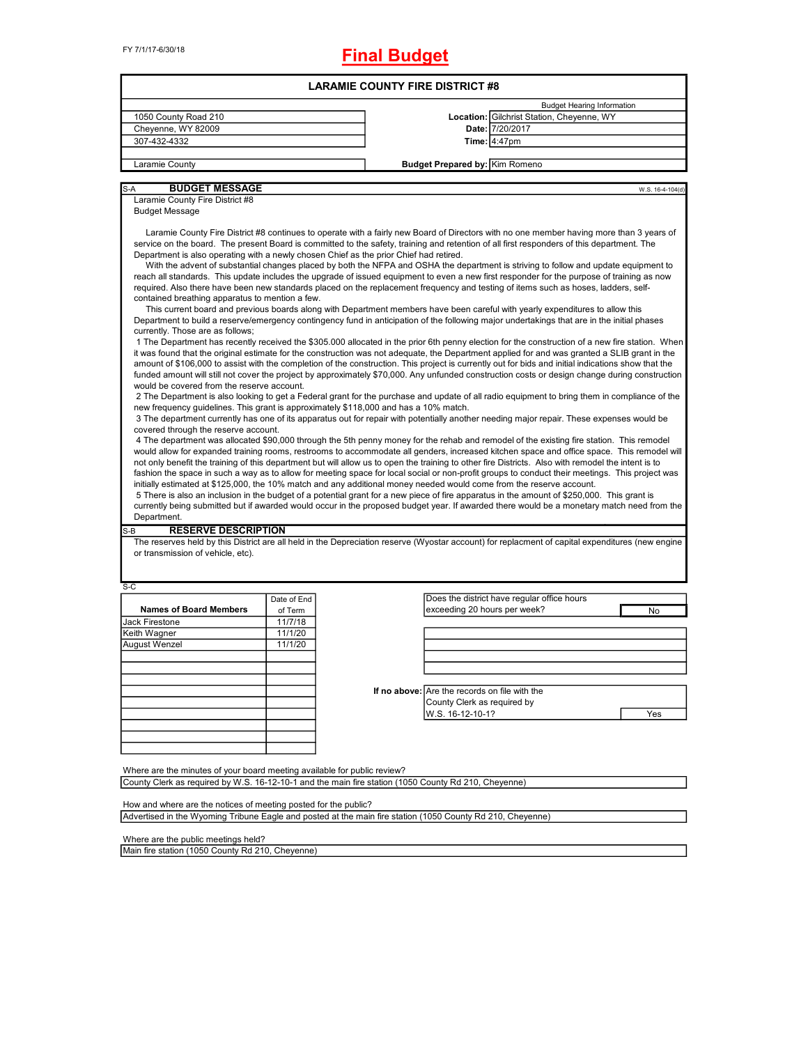FY 7/1/17-6/30/18

# Final Budget

## LARAMIE COUNTY FIRE DISTRICT #8

| | | Budget Hearing Information |
|---|---|---|
| 1050 County Road 210 | **Location:** | Gilchrist Station, Cheyenne, WY |
| Cheyenne, WY 82009 | **Date:** | 7/20/2017 |
| 307-432-4332 | **Time:** | 4:47pm |
| Laramie County | **Budget Prepared by:** | Kim Romeno |

S-A **BUDGET MESSAGE** W.S. 16-4-104(d)

Laramie County Fire District #8
Budget Message

Laramie County Fire District #8 continues to operate with a fairly new Board of Directors with no one member having more than 3 years of service on the board. The present Board is committed to the safety, training and retention of all first responders of this department. The Department is also operating with a newly chosen Chief as the prior Chief had retired.

With the advent of substantial changes placed by both the NFPA and OSHA the department is striving to follow and update equipment to reach all standards. This update includes the upgrade of issued equipment to even a new first responder for the purpose of training as now required. Also there have been new standards placed on the replacement frequency and testing of items such as hoses, ladders, self-contained breathing apparatus to mention a few.

This current board and previous boards along with Department members have been careful with yearly expenditures to allow this Department to build a reserve/emergency contingency fund in anticipation of the following major undertakings that are in the initial phases currently. Those are as follows;

1 The Department has recently received the $305.000 allocated in the prior 6th penny election for the construction of a new fire station. When it was found that the original estimate for the construction was not adequate, the Department applied for and was granted a SLIB grant in the amount of $106,000 to assist with the completion of the construction. This project is currently out for bids and initial indications show that the funded amount will still not cover the project by approximately $70,000. Any unfunded construction costs or design change during construction would be covered from the reserve account.

2 The Department is also looking to get a Federal grant for the purchase and update of all radio equipment to bring them in compliance of the new frequency guidelines. This grant is approximately $118,000 and has a 10% match.

3 The department currently has one of its apparatus out for repair with potentially another needing major repair. These expenses would be covered through the reserve account.

4 The department was allocated $90,000 through the 5th penny money for the rehab and remodel of the existing fire station. This remodel would allow for expanded training rooms, restrooms to accommodate all genders, increased kitchen space and office space. This remodel will not only benefit the training of this department but will allow us to open the training to other fire Districts. Also with remodel the intent is to fashion the space in such a way as to allow for meeting space for local social or non-profit groups to conduct their meetings. This project was initially estimated at $125,000, the 10% match and any additional money needed would come from the reserve account.

5 There is also an inclusion in the budget of a potential grant for a new piece of fire apparatus in the amount of $250,000. This grant is currently being submitted but if awarded would occur in the proposed budget year. If awarded there would be a monetary match need from the Department.

S-B **RESERVE DESCRIPTION**

The reserves held by this District are all held in the Depreciation reserve (Wyostar account) for replacment of capital expenditures (new engine or transmission of vehicle, etc).

S-C

| Names of Board Members | Date of End of Term |
|---|---|
| Jack Firestone | 11/7/18 |
| Keith Wagner | 11/1/20 |
| August Wenzel | 11/1/20 |

| Does the district have regular office hours exceeding 20 hours per week? | No |
|---|---|

| If no above: Are the records on file with the County Clerk as required by W.S. 16-12-10-1? | Yes |
|---|---|

Where are the minutes of your board meeting available for public review?
County Clerk as required by W.S. 16-12-10-1 and the main fire station (1050 County Rd 210, Cheyenne)

How and where are the notices of meeting posted for the public?
Advertised in the Wyoming Tribune Eagle and posted at the main fire station (1050 County Rd 210, Cheyenne)

Where are the public meetings held?
Main fire station (1050 County Rd 210, Cheyenne)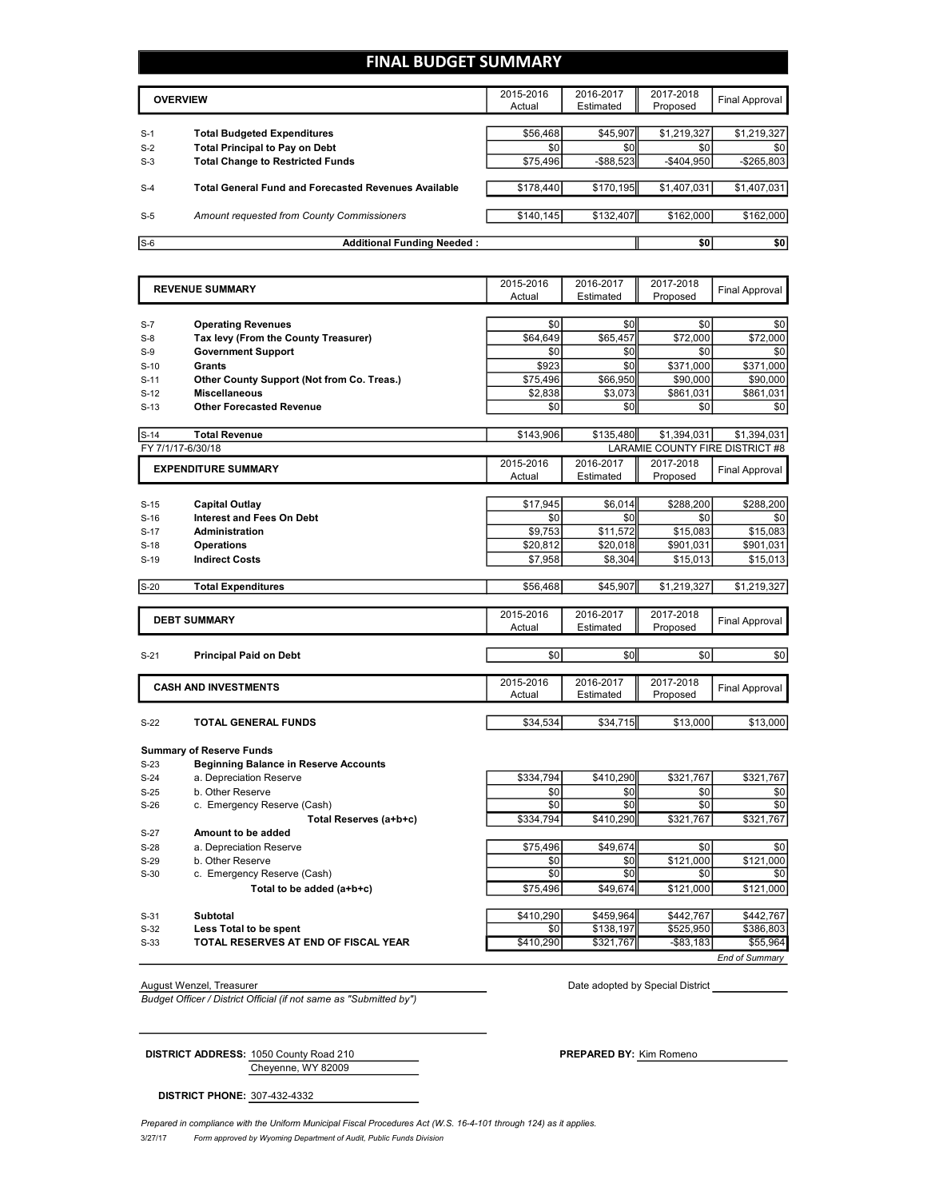# FINAL BUDGET SUMMARY

| | OVERVIEW | 2015-2016 Actual | 2016-2017 Estimated | 2017-2018 Proposed | Final Approval |
|---|---|---|---|---|---|
| S-1 | **Total Budgeted Expenditures** | $56,468 | $45,907 | $1,219,327 | $1,219,327 |
| S-2 | **Total Principal to Pay on Debt** | $0 | $0 | $0 | $0 |
| S-3 | **Total Change to Restricted Funds** | $75,496 | -$88,523 | -$404,950 | -$265,803 |
| S-4 | **Total General Fund and Forecasted Revenues Available** | $178,440 | $170,195 | $1,407,031 | $1,407,031 |
| S-5 | *Amount requested from County Commissioners* | $140,145 | $132,407 | $162,000 | $162,000 |
| S-6 | **Additional Funding Needed :** | | | $0 | $0 |

| | REVENUE SUMMARY | 2015-2016 Actual | 2016-2017 Estimated | 2017-2018 Proposed | Final Approval |
|---|---|---|---|---|---|
| S-7 | **Operating Revenues** | $0 | $0 | $0 | $0 |
| S-8 | **Tax levy (From the County Treasurer)** | $64,649 | $65,457 | $72,000 | $72,000 |
| S-9 | **Government Support** | $0 | $0 | $0 | $0 |
| S-10 | **Grants** | $923 | $0 | $371,000 | $371,000 |
| S-11 | **Other County Support (Not from Co. Treas.)** | $75,496 | $66,950 | $90,000 | $90,000 |
| S-12 | **Miscellaneous** | $2,838 | $3,073 | $861,031 | $861,031 |
| S-13 | **Other Forecasted Revenue** | $0 | $0 | $0 | $0 |
| S-14 | **Total Revenue** | $143,906 | $135,480 | $1,394,031 | $1,394,031 |

FY 7/1/17-6/30/18 — LARAMIE COUNTY FIRE DISTRICT #8

| | EXPENDITURE SUMMARY | 2015-2016 Actual | 2016-2017 Estimated | 2017-2018 Proposed | Final Approval |
|---|---|---|---|---|---|
| S-15 | **Capital Outlay** | $17,945 | $6,014 | $288,200 | $288,200 |
| S-16 | **Interest and Fees On Debt** | $0 | $0 | $0 | $0 |
| S-17 | **Administration** | $9,753 | $11,572 | $15,083 | $15,083 |
| S-18 | **Operations** | $20,812 | $20,018 | $901,031 | $901,031 |
| S-19 | **Indirect Costs** | $7,958 | $8,304 | $15,013 | $15,013 |
| S-20 | **Total Expenditures** | $56,468 | $45,907 | $1,219,327 | $1,219,327 |

| | DEBT SUMMARY | 2015-2016 Actual | 2016-2017 Estimated | 2017-2018 Proposed | Final Approval |
|---|---|---|---|---|---|
| S-21 | **Principal Paid on Debt** | $0 | $0 | $0 | $0 |

| | CASH AND INVESTMENTS | 2015-2016 Actual | 2016-2017 Estimated | 2017-2018 Proposed | Final Approval |
|---|---|---|---|---|---|
| S-22 | **TOTAL GENERAL FUNDS** | $34,534 | $34,715 | $13,000 | $13,000 |
| | **Summary of Reserve Funds** | | | | |
| S-23 | **Beginning Balance in Reserve Accounts** | | | | |
| S-24 | a. Depreciation Reserve | $334,794 | $410,290 | $321,767 | $321,767 |
| S-25 | b. Other Reserve | $0 | $0 | $0 | $0 |
| S-26 | c. Emergency Reserve (Cash) | $0 | $0 | $0 | $0 |
| | **Total Reserves (a+b+c)** | $334,794 | $410,290 | $321,767 | $321,767 |
| S-27 | **Amount to be added** | | | | |
| S-28 | a. Depreciation Reserve | $75,496 | $49,674 | $0 | $0 |
| S-29 | b. Other Reserve | $0 | $0 | $121,000 | $121,000 |
| S-30 | c. Emergency Reserve (Cash) | $0 | $0 | $0 | $0 |
| | **Total to be added (a+b+c)** | $75,496 | $49,674 | $121,000 | $121,000 |
| S-31 | **Subtotal** | $410,290 | $459,964 | $442,767 | $442,767 |
| S-32 | **Less Total to be spent** | $0 | $138,197 | $525,950 | $386,803 |
| S-33 | **TOTAL RESERVES AT END OF FISCAL YEAR** | $410,290 | $321,767 | -$83,183 | $55,964 |

*End of Summary*

August Wenzel, Treasurer

*Budget Officer / District Official (if not same as "Submitted by")*

Date adopted by Special District ____________

**DISTRICT ADDRESS:** 1050 County Road 210
Cheyenne, WY 82009

**PREPARED BY:** Kim Romeno

**DISTRICT PHONE:** 307-432-4332

*Prepared in compliance with the Uniform Municipal Fiscal Procedures Act (W.S. 16-4-101 through 124) as it applies.*

3/27/17 *Form approved by Wyoming Department of Audit, Public Funds Division*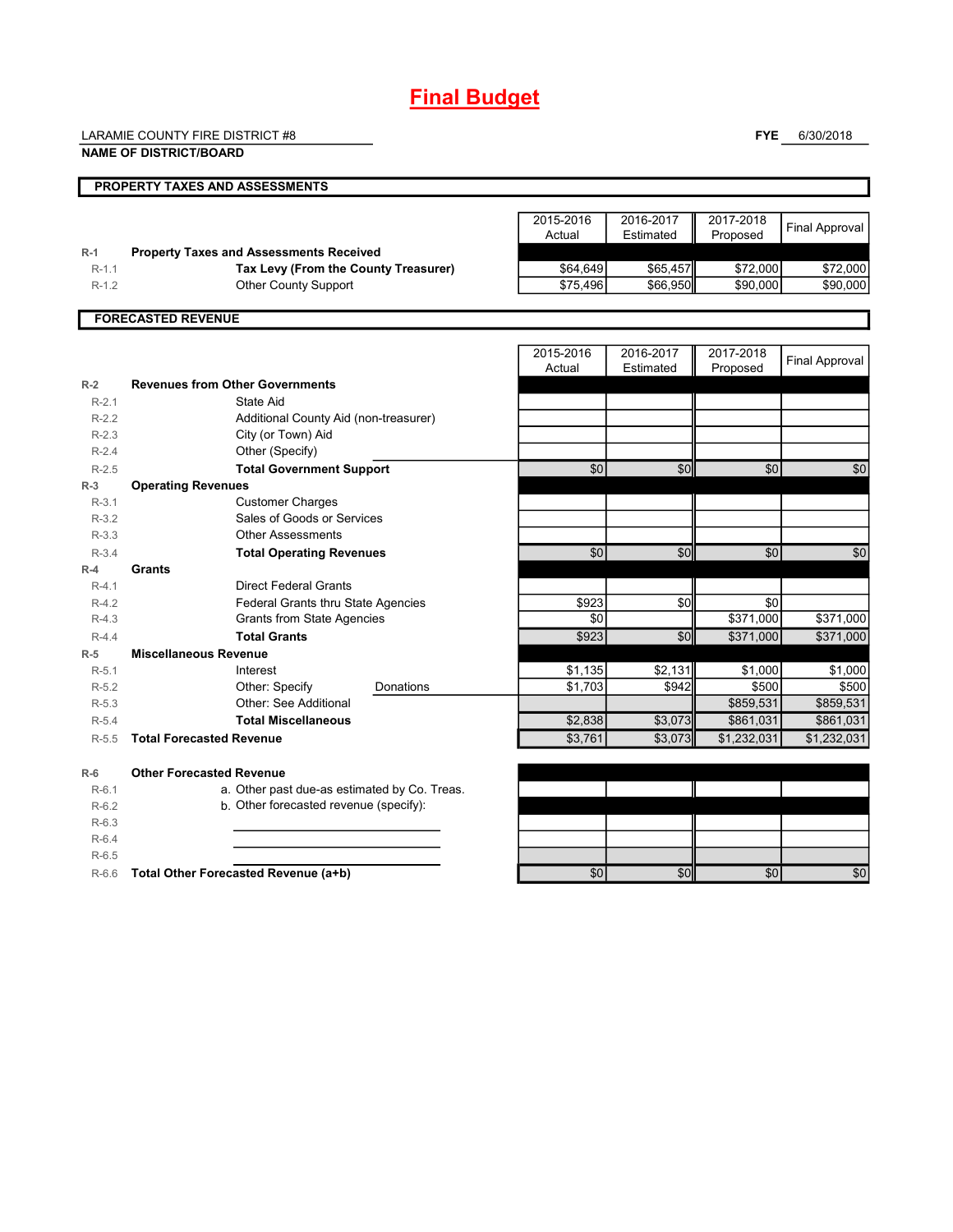# Final Budget

LARAMIE COUNTY FIRE DISTRICT #8

**NAME OF DISTRICT/BOARD**

**FYE** 6/30/2018

## PROPERTY TAXES AND ASSESSMENTS

| | | 2015-2016 Actual | 2016-2017 Estimated | 2017-2018 Proposed | Final Approval |
|---|---|---|---|---|---|
| R-1 | **Property Taxes and Assessments Received** | | | | |
| R-1.1 | **Tax Levy (From the County Treasurer)** | $64,649 | $65,457 | $72,000 | $72,000 |
| R-1.2 | Other County Support | $75,496 | $66,950 | $90,000 | $90,000 |

## FORECASTED REVENUE

| | | 2015-2016 Actual | 2016-2017 Estimated | 2017-2018 Proposed | Final Approval |
|---|---|---|---|---|---|
| R-2 | **Revenues from Other Governments** | | | | |
| R-2.1 | State Aid | | | | |
| R-2.2 | Additional County Aid (non-treasurer) | | | | |
| R-2.3 | City (or Town) Aid | | | | |
| R-2.4 | Other (Specify) | | | | |
| R-2.5 | **Total Government Support** | $0 | $0 | $0 | $0 |
| R-3 | **Operating Revenues** | | | | |
| R-3.1 | Customer Charges | | | | |
| R-3.2 | Sales of Goods or Services | | | | |
| R-3.3 | Other Assessments | | | | |
| R-3.4 | **Total Operating Revenues** | $0 | $0 | $0 | $0 |
| R-4 | **Grants** | | | | |
| R-4.1 | Direct Federal Grants | | | | |
| R-4.2 | Federal Grants thru State Agencies | $923 | $0 | $0 | |
| R-4.3 | Grants from State Agencies | $0 | | $371,000 | $371,000 |
| R-4.4 | **Total Grants** | $923 | $0 | $371,000 | $371,000 |
| R-5 | **Miscellaneous Revenue** | | | | |
| R-5.1 | Interest | $1,135 | $2,131 | $1,000 | $1,000 |
| R-5.2 | Other: Specify Donations | $1,703 | $942 | $500 | $500 |
| R-5.3 | Other: See Additional | | | $859,531 | $859,531 |
| R-5.4 | **Total Miscellaneous** | $2,838 | $3,073 | $861,031 | $861,031 |
| R-5.5 | **Total Forecasted Revenue** | $3,761 | $3,073 | $1,232,031 | $1,232,031 |
| R-6 | **Other Forecasted Revenue** | | | | |
| R-6.1 | a. Other past due-as estimated by Co. Treas. | | | | |
| R-6.2 | b. Other forecasted revenue (specify): | | | | |
| R-6.3 | | | | | |
| R-6.4 | | | | | |
| R-6.5 | | | | | |
| R-6.6 | **Total Other Forecasted Revenue (a+b)** | $0 | $0 | $0 | $0 |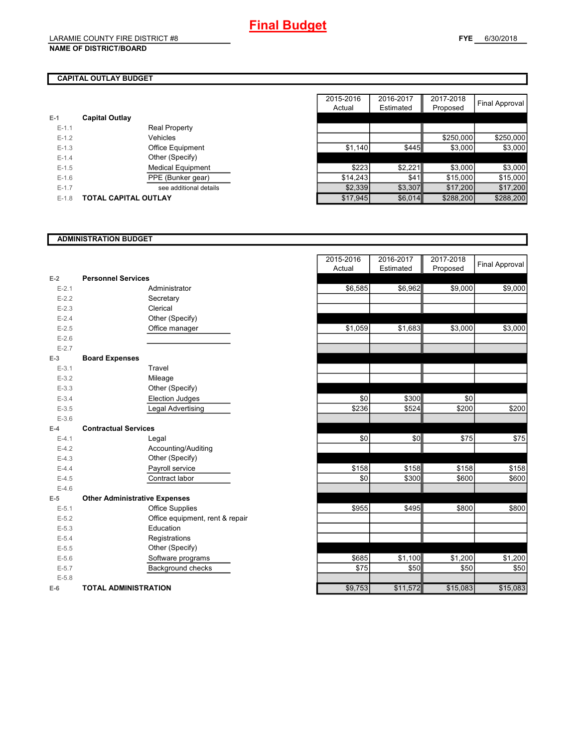# Final Budget

LARAMIE COUNTY FIRE DISTRICT #8
**NAME OF DISTRICT/BOARD**

**FYE** 6/30/2018

## CAPITAL OUTLAY BUDGET

| | | | 2015-2016 Actual | 2016-2017 Estimated | 2017-2018 Proposed | Final Approval |
|---|---|---|---|---|---|---|
| E-1 | **Capital Outlay** | | | | | |
| E-1.1 | | Real Property | | | | |
| E-1.2 | | Vehicles | | | $250,000 | $250,000 |
| E-1.3 | | Office Equipment | $1,140 | $445 | $3,000 | $3,000 |
| E-1.4 | | Other (Specify) | | | | |
| E-1.5 | | Medical Equipment | $223 | $2,221 | $3,000 | $3,000 |
| E-1.6 | | PPE (Bunker gear) | $14,243 | $41 | $15,000 | $15,000 |
| E-1.7 | | see additional details | $2,339 | $3,307 | $17,200 | $17,200 |
| E-1.8 | **TOTAL CAPITAL OUTLAY** | | $17,945 | $6,014 | $288,200 | $288,200 |

## ADMINISTRATION BUDGET

| | | | 2015-2016 Actual | 2016-2017 Estimated | 2017-2018 Proposed | Final Approval |
|---|---|---|---|---|---|---|
| E-2 | **Personnel Services** | | | | | |
| E-2.1 | | Administrator | $6,585 | $6,962 | $9,000 | $9,000 |
| E-2.2 | | Secretary | | | | |
| E-2.3 | | Clerical | | | | |
| E-2.4 | | Other (Specify) | | | | |
| E-2.5 | | Office manager | $1,059 | $1,683 | $3,000 | $3,000 |
| E-2.6 | | | | | | |
| E-2.7 | | | | | | |
| E-3 | **Board Expenses** | | | | | |
| E-3.1 | | Travel | | | | |
| E-3.2 | | Mileage | | | | |
| E-3.3 | | Other (Specify) | | | | |
| E-3.4 | | Election Judges | $0 | $300 | $0 | |
| E-3.5 | | Legal Advertising | $236 | $524 | $200 | $200 |
| E-3.6 | | | | | | |
| E-4 | **Contractual Services** | | | | | |
| E-4.1 | | Legal | $0 | $0 | $75 | $75 |
| E-4.2 | | Accounting/Auditing | | | | |
| E-4.3 | | Other (Specify) | | | | |
| E-4.4 | | Payroll service | $158 | $158 | $158 | $158 |
| E-4.5 | | Contract labor | $0 | $300 | $600 | $600 |
| E-4.6 | | | | | | |
| E-5 | **Other Administrative Expenses** | | | | | |
| E-5.1 | | Office Supplies | $955 | $495 | $800 | $800 |
| E-5.2 | | Office equipment, rent & repair | | | | |
| E-5.3 | | Education | | | | |
| E-5.4 | | Registrations | | | | |
| E-5.5 | | Other (Specify) | | | | |
| E-5.6 | | Software programs | $685 | $1,100 | $1,200 | $1,200 |
| E-5.7 | | Background checks | $75 | $50 | $50 | $50 |
| E-5.8 | | | | | | |
| E-6 | **TOTAL ADMINISTRATION** | | $9,753 | $11,572 | $15,083 | $15,083 |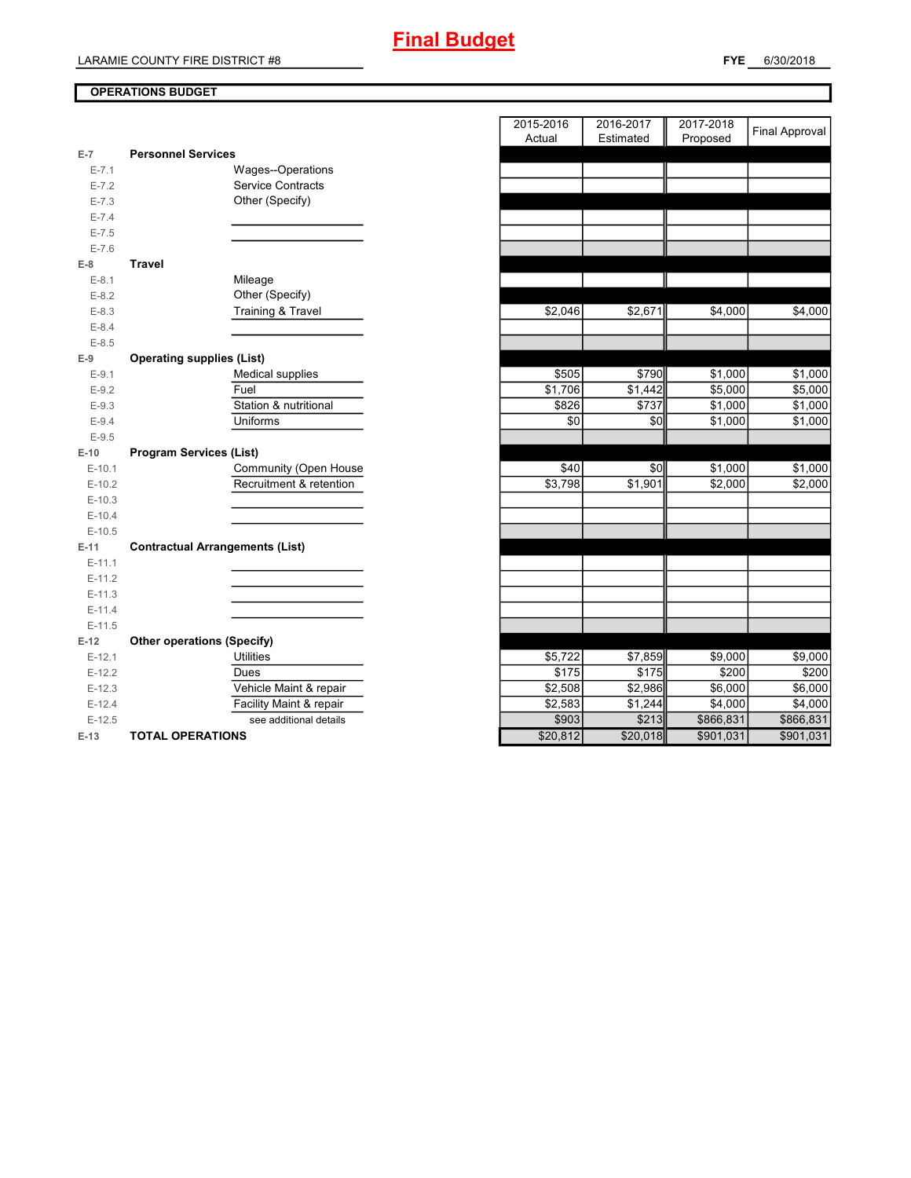# Final Budget

LARAMIE COUNTY FIRE DISTRICT #8

**FYE** 6/30/2018

**OPERATIONS BUDGET**

| | | | 2015-2016 Actual | 2016-2017 Estimated | 2017-2018 Proposed | Final Approval |
|---|---|---|---|---|---|---|
| E-7 | **Personnel Services** | | | | | |
| E-7.1 | | Wages--Operations | | | | |
| E-7.2 | | Service Contracts | | | | |
| E-7.3 | | Other (Specify) | | | | |
| E-7.4 | | | | | | |
| E-7.5 | | | | | | |
| E-7.6 | | | | | | |
| E-8 | **Travel** | | | | | |
| E-8.1 | | Mileage | | | | |
| E-8.2 | | Other (Specify) | | | | |
| E-8.3 | | Training & Travel | $2,046 | $2,671 | $4,000 | $4,000 |
| E-8.4 | | | | | | |
| E-8.5 | | | | | | |
| E-9 | **Operating supplies (List)** | | | | | |
| E-9.1 | | Medical supplies | $505 | $790 | $1,000 | $1,000 |
| E-9.2 | | Fuel | $1,706 | $1,442 | $5,000 | $5,000 |
| E-9.3 | | Station & nutritional | $826 | $737 | $1,000 | $1,000 |
| E-9.4 | | Uniforms | $0 | $0 | $1,000 | $1,000 |
| E-9.5 | | | | | | |
| E-10 | **Program Services (List)** | | | | | |
| E-10.1 | | Community (Open House | $40 | $0 | $1,000 | $1,000 |
| E-10.2 | | Recruitment & retention | $3,798 | $1,901 | $2,000 | $2,000 |
| E-10.3 | | | | | | |
| E-10.4 | | | | | | |
| E-10.5 | | | | | | |
| E-11 | **Contractual Arrangements (List)** | | | | | |
| E-11.1 | | | | | | |
| E-11.2 | | | | | | |
| E-11.3 | | | | | | |
| E-11.4 | | | | | | |
| E-11.5 | | | | | | |
| E-12 | **Other operations (Specify)** | | | | | |
| E-12.1 | | Utilities | $5,722 | $7,859 | $9,000 | $9,000 |
| E-12.2 | | Dues | $175 | $175 | $200 | $200 |
| E-12.3 | | Vehicle Maint & repair | $2,508 | $2,986 | $6,000 | $6,000 |
| E-12.4 | | Facility Maint & repair | $2,583 | $1,244 | $4,000 | $4,000 |
| E-12.5 | | see additional details | $903 | $213 | $866,831 | $866,831 |
| E-13 | **TOTAL OPERATIONS** | | $20,812 | $20,018 | $901,031 | $901,031 |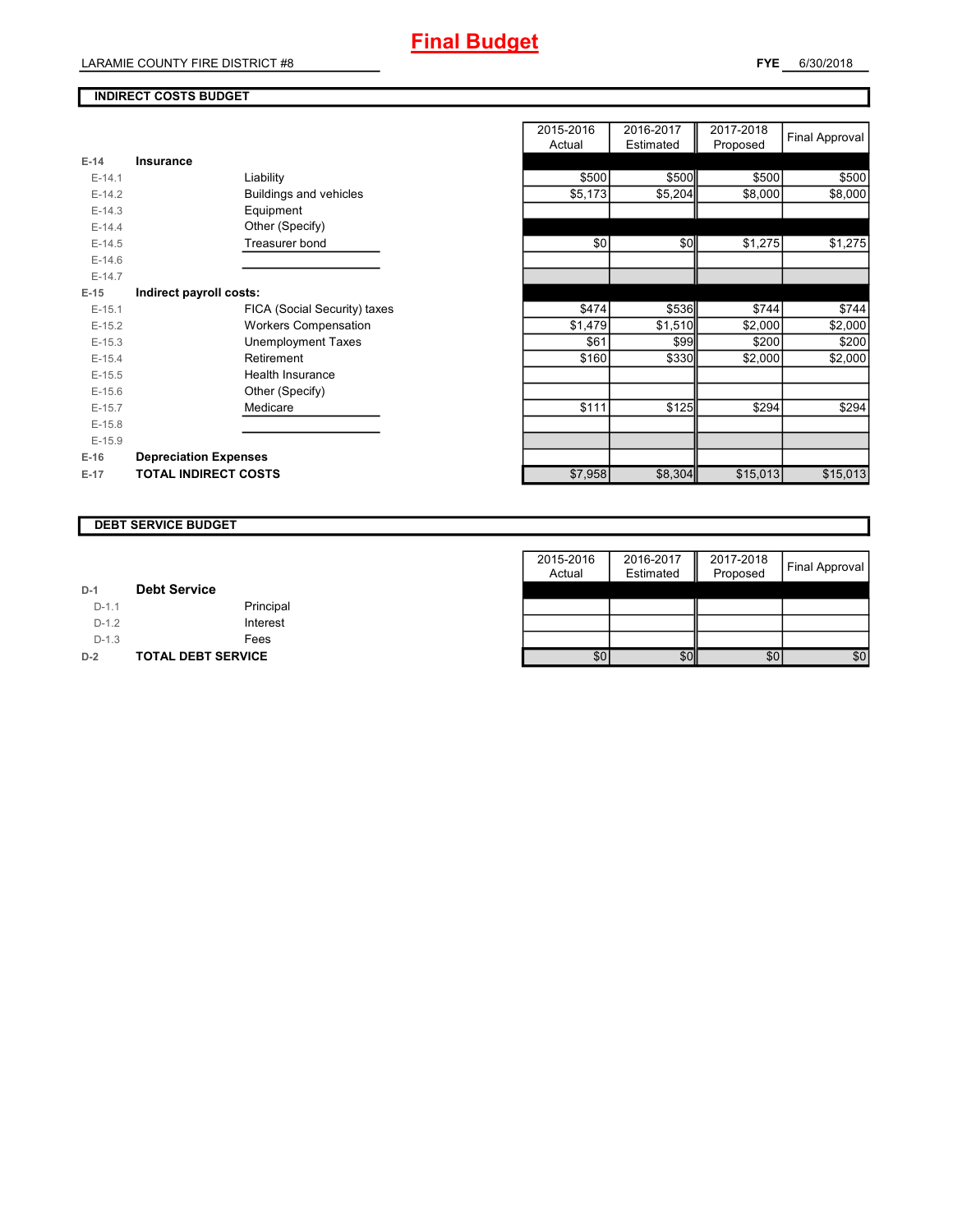# Final Budget

LARAMIE COUNTY FIRE DISTRICT #8

**FYE** 6/30/2018

## INDIRECT COSTS BUDGET

| | | | 2015-2016 Actual | 2016-2017 Estimated | 2017-2018 Proposed | Final Approval |
|---|---|---|---|---|---|---|
| E-14 | **Insurance** | | | | | |
| E-14.1 | | Liability | $500 | $500 | $500 | $500 |
| E-14.2 | | Buildings and vehicles | $5,173 | $5,204 | $8,000 | $8,000 |
| E-14.3 | | Equipment | | | | |
| E-14.4 | | Other (Specify) | | | | |
| E-14.5 | | Treasurer bond | $0 | $0 | $1,275 | $1,275 |
| E-14.6 | | | | | | |
| E-14.7 | | | | | | |
| E-15 | **Indirect payroll costs:** | | | | | |
| E-15.1 | | FICA (Social Security) taxes | $474 | $536 | $744 | $744 |
| E-15.2 | | Workers Compensation | $1,479 | $1,510 | $2,000 | $2,000 |
| E-15.3 | | Unemployment Taxes | $61 | $99 | $200 | $200 |
| E-15.4 | | Retirement | $160 | $330 | $2,000 | $2,000 |
| E-15.5 | | Health Insurance | | | | |
| E-15.6 | | Other (Specify) | | | | |
| E-15.7 | | Medicare | $111 | $125 | $294 | $294 |
| E-15.8 | | | | | | |
| E-15.9 | | | | | | |
| E-16 | **Depreciation Expenses** | | | | | |
| E-17 | **TOTAL INDIRECT COSTS** | | $7,958 | $8,304 | $15,013 | $15,013 |

## DEBT SERVICE BUDGET

| | | | 2015-2016 Actual | 2016-2017 Estimated | 2017-2018 Proposed | Final Approval |
|---|---|---|---|---|---|---|
| D-1 | **Debt Service** | | | | | |
| D-1.1 | | Principal | | | | |
| D-1.2 | | Interest | | | | |
| D-1.3 | | Fees | | | | |
| D-2 | **TOTAL DEBT SERVICE** | | $0 | $0 | $0 | $0 |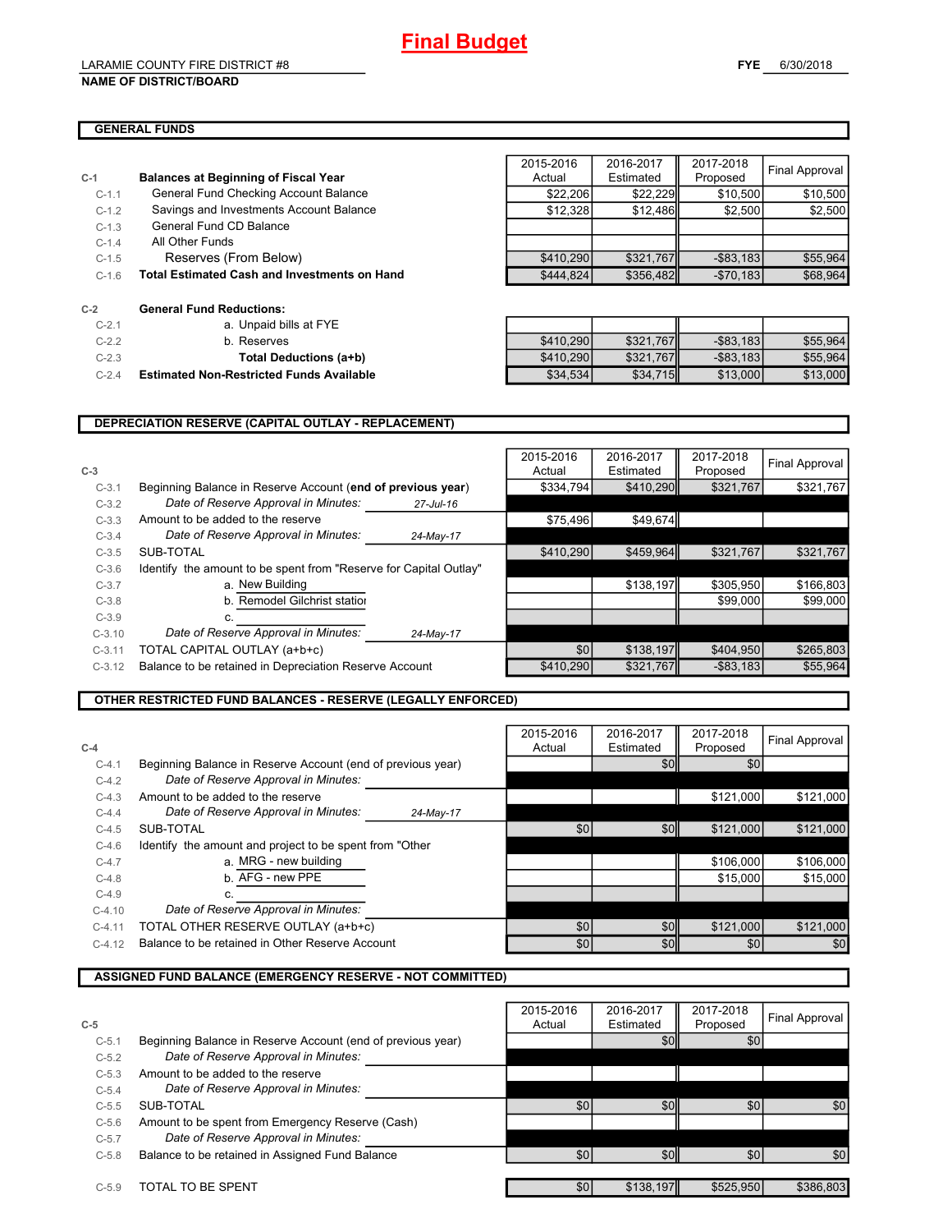# Final Budget

LARAMIE COUNTY FIRE DISTRICT #8

**NAME OF DISTRICT/BOARD**

**FYE** 6/30/2018

## GENERAL FUNDS

| | | 2015-2016 Actual | 2016-2017 Estimated | 2017-2018 Proposed | Final Approval |
|---|---|---|---|---|---|
| C-1 | **Balances at Beginning of Fiscal Year** | | | | |
| C-1.1 | General Fund Checking Account Balance | $22,206 | $22,229 | $10,500 | $10,500 |
| C-1.2 | Savings and Investments Account Balance | $12,328 | $12,486 | $2,500 | $2,500 |
| C-1.3 | General Fund CD Balance | | | | |
| C-1.4 | All Other Funds | | | | |
| C-1.5 | Reserves (From Below) | $410,290 | $321,767 | -$83,183 | $55,964 |
| C-1.6 | **Total Estimated Cash and Investments on Hand** | $444,824 | $356,482 | -$70,183 | $68,964 |
| C-2 | **General Fund Reductions:** | | | | |
| C-2.1 | a. Unpaid bills at FYE | | | | |
| C-2.2 | b. Reserves | $410,290 | $321,767 | -$83,183 | $55,964 |
| C-2.3 | **Total Deductions (a+b)** | $410,290 | $321,767 | -$83,183 | $55,964 |
| C-2.4 | **Estimated Non-Restricted Funds Available** | $34,534 | $34,715 | $13,000 | $13,000 |

## DEPRECIATION RESERVE (CAPITAL OUTLAY - REPLACEMENT)

| C-3 | | | 2015-2016 Actual | 2016-2017 Estimated | 2017-2018 Proposed | Final Approval |
|---|---|---|---|---|---|---|
| C-3.1 | Beginning Balance in Reserve Account (**end of previous year**) | | $334,794 | $410,290 | $321,767 | $321,767 |
| C-3.2 | *Date of Reserve Approval in Minutes:* | *27-Jul-16* | | | | |
| C-3.3 | Amount to be added to the reserve | | $75,496 | $49,674 | | |
| C-3.4 | *Date of Reserve Approval in Minutes:* | *24-May-17* | | | | |
| C-3.5 | SUB-TOTAL | | $410,290 | $459,964 | $321,767 | $321,767 |
| C-3.6 | Identify the amount to be spent from "Reserve for Capital Outlay" | | | | | |
| C-3.7 | a. New Building | | | $138,197 | $305,950 | $166,803 |
| C-3.8 | b. Remodel Gilchrist statior | | | | $99,000 | $99,000 |
| C-3.9 | c. | | | | | |
| C-3.10 | *Date of Reserve Approval in Minutes:* | *24-May-17* | | | | |
| C-3.11 | TOTAL CAPITAL OUTLAY (a+b+c) | | $0 | $138,197 | $404,950 | $265,803 |
| C-3.12 | Balance to be retained in Depreciation Reserve Account | | $410,290 | $321,767 | -$83,183 | $55,964 |

## OTHER RESTRICTED FUND BALANCES - RESERVE (LEGALLY ENFORCED)

| C-4 | | | 2015-2016 Actual | 2016-2017 Estimated | 2017-2018 Proposed | Final Approval |
|---|---|---|---|---|---|---|
| C-4.1 | Beginning Balance in Reserve Account (end of previous year) | | | $0 | $0 | |
| C-4.2 | *Date of Reserve Approval in Minutes:* | | | | | |
| C-4.3 | Amount to be added to the reserve | | | | $121,000 | $121,000 |
| C-4.4 | *Date of Reserve Approval in Minutes:* | *24-May-17* | | | | |
| C-4.5 | SUB-TOTAL | | $0 | $0 | $121,000 | $121,000 |
| C-4.6 | Identify the amount and project to be spent from "Other | | | | | |
| C-4.7 | a. MRG - new building | | | | $106,000 | $106,000 |
| C-4.8 | b. AFG - new PPE | | | | $15,000 | $15,000 |
| C-4.9 | c. | | | | | |
| C-4.10 | *Date of Reserve Approval in Minutes:* | | | | | |
| C-4.11 | TOTAL OTHER RESERVE OUTLAY (a+b+c) | | $0 | $0 | $121,000 | $121,000 |
| C-4.12 | Balance to be retained in Other Reserve Account | | $0 | $0 | $0 | $0 |

## ASSIGNED FUND BALANCE (EMERGENCY RESERVE - NOT COMMITTED)

| C-5 | | 2015-2016 Actual | 2016-2017 Estimated | 2017-2018 Proposed | Final Approval |
|---|---|---|---|---|---|
| C-5.1 | Beginning Balance in Reserve Account (end of previous year) | | $0 | $0 | |
| C-5.2 | *Date of Reserve Approval in Minutes:* | | | | |
| C-5.3 | Amount to be added to the reserve | | | | |
| C-5.4 | *Date of Reserve Approval in Minutes:* | | | | |
| C-5.5 | SUB-TOTAL | $0 | $0 | $0 | $0 |
| C-5.6 | Amount to be spent from Emergency Reserve (Cash) | | | | |
| C-5.7 | *Date of Reserve Approval in Minutes:* | | | | |
| C-5.8 | Balance to be retained in Assigned Fund Balance | $0 | $0 | $0 | $0 |
| C-5.9 | TOTAL TO BE SPENT | $0 | $138,197 | $525,950 | $386,803 |